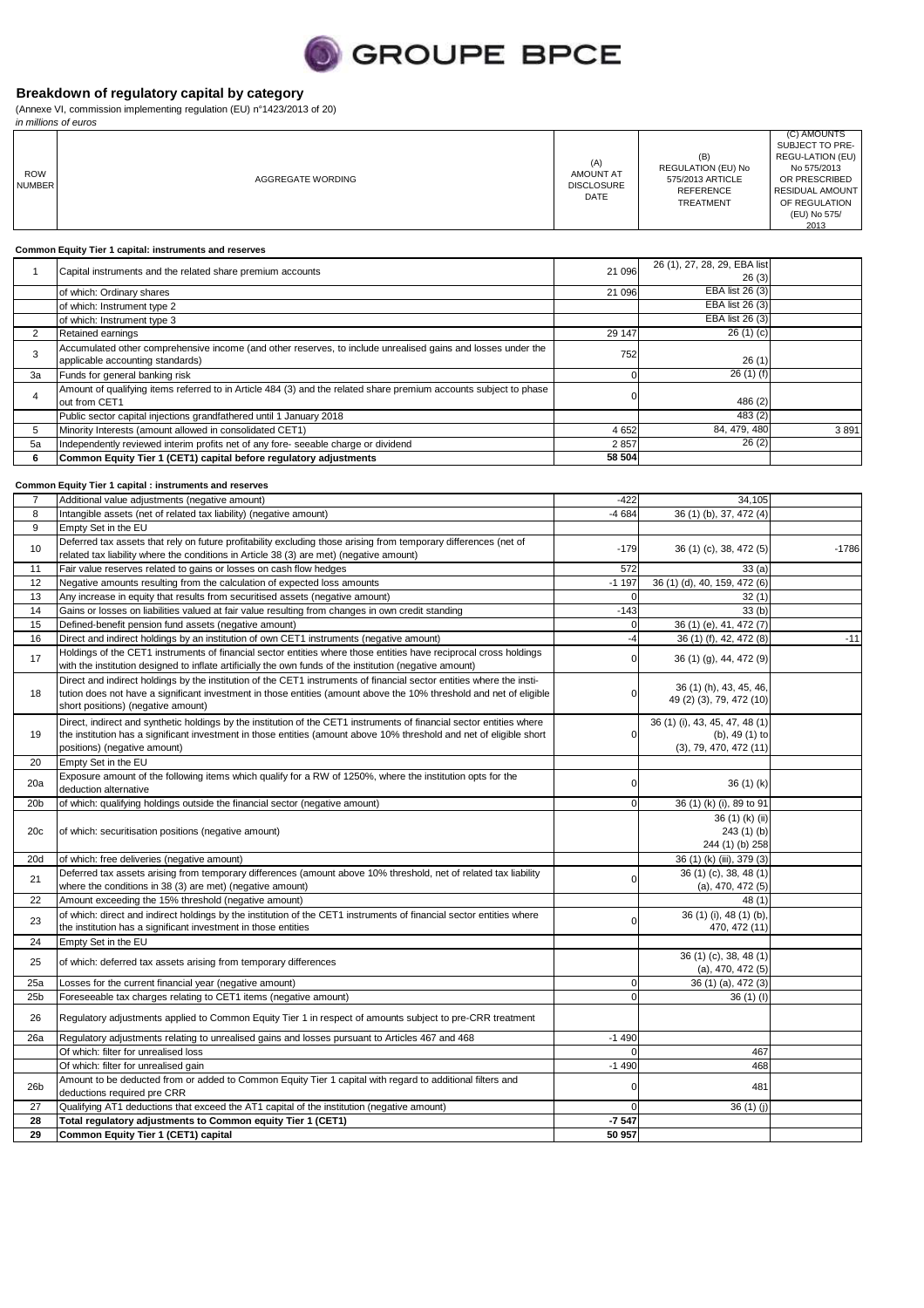# Breakdown of regulatory capital by category

(Annexe VI, commission implementing regulation (EU) n°1423/2013 of 20)

*in millions of euros*

| ROW NUMBER | AGGREGATE WORDING | (A) AMOUNT AT DISCLOSURE DATE | (B) REGULATION (EU) No 575/2013 ARTICLE REFERENCE TREATMENT | (C) AMOUNTS SUBJECT TO PRE-REGU-LATION (EU) No 575/2013 OR PRESCRIBED RESIDUAL AMOUNT OF REGULATION (EU) No 575/2013 |
|---|---|---|---|---|
| | **Common Equity Tier 1 capital: instruments and reserves** | | | |
| 1 | Capital instruments and the related share premium accounts | 21 096 | 26 (1), 27, 28, 29, EBA list 26 (3) | |
| | of which: Ordinary shares | 21 096 | EBA list 26 (3) | |
| | of which: Instrument type 2 | | EBA list 26 (3) | |
| | of which: Instrument type 3 | | EBA list 26 (3) | |
| 2 | Retained earnings | 29 147 | 26 (1) (c) | |
| 3 | Accumulated other comprehensive income (and other reserves, to include unrealised gains and losses under the applicable accounting standards) | 752 | 26 (1) | |
| 3a | Funds for general banking risk | 0 | 26 (1) (f) | |
| 4 | Amount of qualifying items referred to in Article 484 (3) and the related share premium accounts subject to phase out from CET1 | 0 | 486 (2) | |
| | Public sector capital injections grandfathered until 1 January 2018 | | 483 (2) | |
| 5 | Minority Interests (amount allowed in consolidated CET1) | 4 652 | 84, 479, 480 | 3 891 |
| 5a | Independently reviewed interim profits net of any fore- seeable charge or dividend | 2 857 | 26 (2) | |
| **6** | **Common Equity Tier 1 (CET1) capital before regulatory adjustments** | **58 504** | | |
| | **Common Equity Tier 1 capital : instruments and reserves** | | | |
| 7 | Additional value adjustments (negative amount) | -422 | 34,105 | |
| 8 | Intangible assets (net of related tax liability) (negative amount) | -4 684 | 36 (1) (b), 37, 472 (4) | |
| 9 | Empty Set in the EU | | | |
| 10 | Deferred tax assets that rely on future profitability excluding those arising from temporary differences (net of related tax liability where the conditions in Article 38 (3) are met) (negative amount) | -179 | 36 (1) (c), 38, 472 (5) | -1786 |
| 11 | Fair value reserves related to gains or losses on cash flow hedges | 572 | 33 (a) | |
| 12 | Negative amounts resulting from the calculation of expected loss amounts | -1 197 | 36 (1) (d), 40, 159, 472 (6) | |
| 13 | Any increase in equity that results from securitised assets (negative amount) | 0 | 32 (1) | |
| 14 | Gains or losses on liabilities valued at fair value resulting from changes in own credit standing | -143 | 33 (b) | |
| 15 | Defined-benefit pension fund assets (negative amount) | 0 | 36 (1) (e), 41, 472 (7) | |
| 16 | Direct and indirect holdings by an institution of own CET1 instruments (negative amount) | -4 | 36 (1) (f), 42, 472 (8) | -11 |
| 17 | Holdings of the CET1 instruments of financial sector entities where those entities have reciprocal cross holdings with the institution designed to inflate artificially the own funds of the institution (negative amount) | 0 | 36 (1) (g), 44, 472 (9) | |
| 18 | Direct and indirect holdings by the institution of the CET1 instruments of financial sector entities where the institution does not have a significant investment in those entities (amount above the 10% threshold and net of eligible short positions) (negative amount) | 0 | 36 (1) (h), 43, 45, 46, 49 (2) (3), 79, 472 (10) | |
| 19 | Direct, indirect and synthetic holdings by the institution of the CET1 instruments of financial sector entities where the institution has a significant investment in those entities (amount above 10% threshold and net of eligible short positions) (negative amount) | 0 | 36 (1) (i), 43, 45, 47, 48 (1) (b), 49 (1) to (3), 79, 470, 472 (11) | |
| 20 | Empty Set in the EU | | | |
| 20a | Exposure amount of the following items which qualify for a RW of 1250%, where the institution opts for the deduction alternative | 0 | 36 (1) (k) | |
| 20b | of which: qualifying holdings outside the financial sector (negative amount) | 0 | 36 (1) (k) (i), 89 to 91 | |
| 20c | of which: securitisation positions (negative amount) | | 36 (1) (k) (ii) 243 (1) (b) 244 (1) (b) 258 | |
| 20d | of which: free deliveries (negative amount) | | 36 (1) (k) (iii), 379 (3) | |
| 21 | Deferred tax assets arising from temporary differences (amount above 10% threshold, net of related tax liability where the conditions in 38 (3) are met) (negative amount) | 0 | 36 (1) (c), 38, 48 (1) (a), 470, 472 (5) | |
| 22 | Amount exceeding the 15% threshold (negative amount) | | 48 (1) | |
| 23 | of which: direct and indirect holdings by the institution of the CET1 instruments of financial sector entities where the institution has a significant investment in those entities | 0 | 36 (1) (i), 48 (1) (b), 470, 472 (11) | |
| 24 | Empty Set in the EU | | | |
| 25 | of which: deferred tax assets arising from temporary differences | | 36 (1) (c), 38, 48 (1) (a), 470, 472 (5) | |
| 25a | Losses for the current financial year (negative amount) | 0 | 36 (1) (a), 472 (3) | |
| 25b | Foreseeable tax charges relating to CET1 items (negative amount) | 0 | 36 (1) (l) | |
| 26 | Regulatory adjustments applied to Common Equity Tier 1 in respect of amounts subject to pre-CRR treatment | | | |
| 26a | Regulatory adjustments relating to unrealised gains and losses pursuant to Articles 467 and 468 | -1 490 | | |
| | Of which: filter for unrealised loss | 0 | 467 | |
| | Of which: filter for unrealised gain | -1 490 | 468 | |
| 26b | Amount to be deducted from or added to Common Equity Tier 1 capital with regard to additional filters and deductions required pre CRR | 0 | 481 | |
| 27 | Qualifying AT1 deductions that exceed the AT1 capital of the institution (negative amount) | 0 | 36 (1) (j) | |
| **28** | **Total regulatory adjustments to Common equity Tier 1 (CET1)** | **-7 547** | | |
| **29** | **Common Equity Tier 1 (CET1) capital** | **50 957** | | |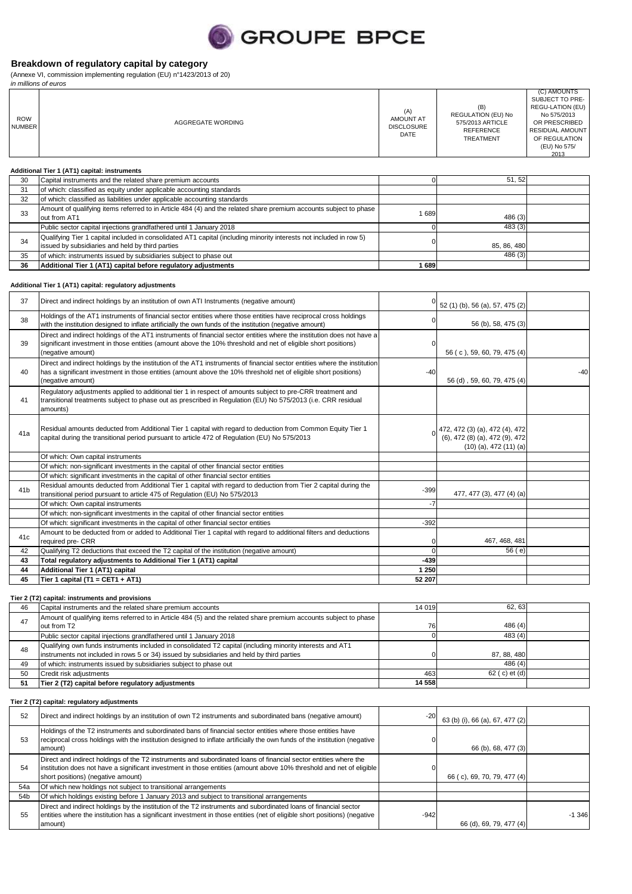GROUPE BPCE

## Breakdown of regulatory capital by category

(Annexe VI, commission implementing regulation (EU) n°1423/2013 of 20)

*in millions of euros*

| ROW NUMBER | AGGREGATE WORDING | (A) AMOUNT AT DISCLOSURE DATE | (B) REGULATION (EU) No 575/2013 ARTICLE REFERENCE TREATMENT | (C) AMOUNTS SUBJECT TO PRE-REGU-LATION (EU) No 575/2013 OR PRESCRIBED RESIDUAL AMOUNT OF REGULATION (EU) No 575/ 2013 |
|---|---|---|---|---|

### Additional Tier 1 (AT1) capital: instruments

| ROW NUMBER | AGGREGATE WORDING | (A) | (B) | (C) |
|---|---|---|---|---|
| 30 | Capital instruments and the related share premium accounts | 0 | 51, 52 | |
| 31 | of which: classified as equity under applicable accounting standards | | | |
| 32 | of which: classified as liabilities under applicable accounting standards | | | |
| 33 | Amount of qualifying items referred to in Article 484 (4) and the related share premium accounts subject to phase out from AT1 | 1 689 | 486 (3) | |
| | Public sector capital injections grandfathered until 1 January 2018 | 0 | 483 (3) | |
| 34 | Qualifying Tier 1 capital included in consolidated AT1 capital (including minority interests not included in row 5) issued by subsidiaries and held by third parties | 0 | 85, 86, 480 | |
| 35 | of which: instruments issued by subsidiaries subject to phase out | | 486 (3) | |
| **36** | **Additional Tier 1 (AT1) capital before regulatory adjustments** | **1 689** | | |

### Additional Tier 1 (AT1) capital: regulatory adjustments

| ROW NUMBER | AGGREGATE WORDING | (A) | (B) | (C) |
|---|---|---|---|---|
| 37 | Direct and indirect holdings by an institution of own ATI Instruments (negative amount) | 0 | 52 (1) (b), 56 (a), 57, 475 (2) | |
| 38 | Holdings of the AT1 instruments of financial sector entities where those entities have reciprocal cross holdings with the institution designed to inflate artificially the own funds of the institution (negative amount) | 0 | 56 (b), 58, 475 (3) | |
| 39 | Direct and indirect holdings of the AT1 instruments of financial sector entities where the institution does not have a significant investment in those entities (amount above the 10% threshold and net of eligible short positions) (negative amount) | 0 | 56 ( c ), 59, 60, 79, 475 (4) | |
| 40 | Direct and indirect holdings by the institution of the AT1 instruments of financial sector entities where the institution has a significant investment in those entities (amount above the 10% threshold net of eligible short positions) (negative amount) | -40 | 56 (d) , 59, 60, 79, 475 (4) | -40 |
| 41 | Regulatory adjustments applied to additional tier 1 in respect of amounts subject to pre-CRR treatment and transitional treatments subject to phase out as prescribed in Regulation (EU) No 575/2013 (i.e. CRR residual amounts) | | | |
| 41a | Residual amounts deducted from Additional Tier 1 capital with regard to deduction from Common Equity Tier 1 capital during the transitional period pursuant to article 472 of Regulation (EU) No 575/2013 | 0 | 472, 472 (3) (a), 472 (4), 472 (6), 472 (8) (a), 472 (9), 472 (10) (a), 472 (11) (a) | |
| | Of which: Own capital instruments | | | |
| | Of which: non-significant investments in the capital of other financial sector entities | | | |
| | Of which: significant investments in the capital of other financial sector entities | | | |
| 41b | Residual amounts deducted from Additional Tier 1 capital with regard to deduction from Tier 2 capital during the transitional period pursuant to article 475 of Regulation (EU) No 575/2013 | -399 | 477, 477 (3), 477 (4) (a) | |
| | Of which: Own capital instruments | -7 | | |
| | Of which: non-significant investments in the capital of other financial sector entities | | | |
| | Of which: significant investments in the capital of other financial sector entities | -392 | | |
| 41c | Amount to be deducted from or added to Additional Tier 1 capital with regard to additional filters and deductions required pre- CRR | 0 | 467, 468, 481 | |
| 42 | Qualifying T2 deductions that exceed the T2 capital of the institution (negative amount) | 0 | 56 ( e) | |
| **43** | **Total regulatory adjustments to Additional Tier 1 (AT1) capital** | **-439** | | |
| **44** | **Additional Tier 1 (AT1) capital** | **1 250** | | |
| **45** | **Tier 1 capital (T1 = CET1 + AT1)** | **52 207** | | |

### Tier 2 (T2) capital: instruments and provisions

| ROW NUMBER | AGGREGATE WORDING | (A) | (B) | (C) |
|---|---|---|---|---|
| 46 | Capital instruments and the related share premium accounts | 14 019 | 62, 63 | |
| 47 | Amount of qualifying items referred to in Article 484 (5) and the related share premium accounts subject to phase out from T2 | 76 | 486 (4) | |
| | Public sector capital injections grandfathered until 1 January 2018 | 0 | 483 (4) | |
| 48 | Qualifying own funds instruments included in consolidated T2 capital (including minority interests and AT1 instruments not included in rows 5 or 34) issued by subsidiaries and held by third parties | 0 | 87, 88, 480 | |
| 49 | of which: instruments issued by subsidiaries subject to phase out | | 486 (4) | |
| 50 | Credit risk adjustments | 463 | 62 ( c) et (d) | |
| **51** | **Tier 2 (T2) capital before regulatory adjustments** | **14 558** | | |

### Tier 2 (T2) capital: regulatory adjustments

| ROW NUMBER | AGGREGATE WORDING | (A) | (B) | (C) |
|---|---|---|---|---|
| 52 | Direct and indirect holdings by an institution of own T2 instruments and subordinated bans (negative amount) | -20 | 63 (b) (i), 66 (a), 67, 477 (2) | |
| 53 | Holdings of the T2 instruments and subordinated bans of financial sector entities where those entities have reciprocal cross holdings with the institution designed to inflate artificially the own funds of the institution (negative amount) | 0 | 66 (b), 68, 477 (3) | |
| 54 | Direct and indirect holdings of the T2 instruments and subordinated loans of financial sector entities where the institution does not have a significant investment in those entities (amount above 10% threshold and net of eligible short positions) (negative amount) | 0 | 66 ( c), 69, 70, 79, 477 (4) | |
| 54a | Of which new holdings not subject to transitional arrangements | | | |
| 54b | Of which holdings existing before 1 January 2013 and subject to transitional arrangements | | | |
| 55 | Direct and indirect holdings by the institution of the T2 instruments and subordinated loans of financial sector entities where the institution has a significant investment in those entities (net of eligible short positions) (negative amount) | -942 | 66 (d), 69, 79, 477 (4) | -1 346 |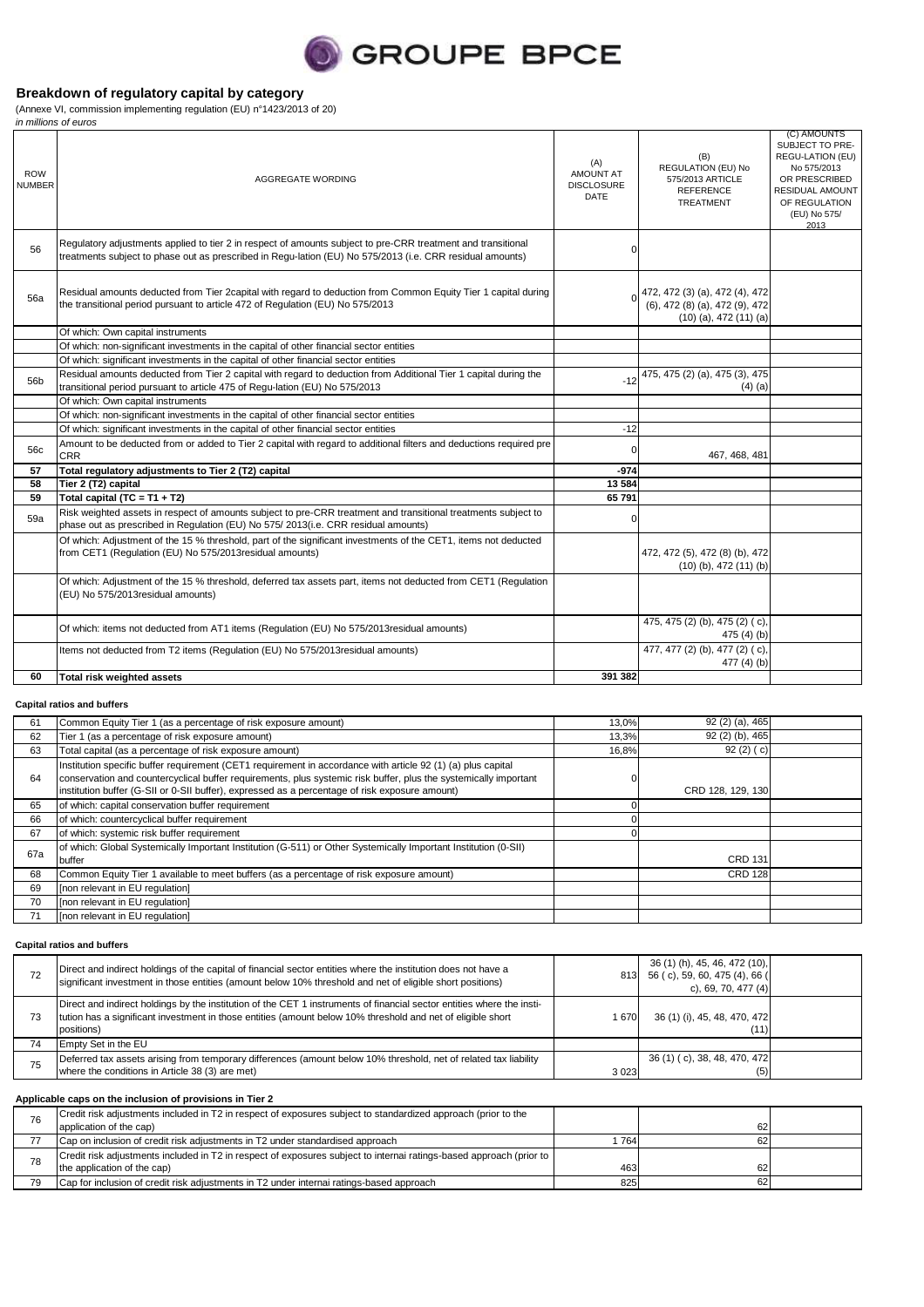## Breakdown of regulatory capital by category

(Annexe VI, commission implementing regulation (EU) n°1423/2013 of 20)

*in millions of euros*

| ROW NUMBER | AGGREGATE WORDING | (A) AMOUNT AT DISCLOSURE DATE | (B) REGULATION (EU) No 575/2013 ARTICLE REFERENCE TREATMENT | (C) AMOUNTS SUBJECT TO PRE-REGU-LATION (EU) No 575/2013 OR PRESCRIBED RESIDUAL AMOUNT OF REGULATION (EU) No 575/ 2013 |
|---|---|---|---|---|
| 56 | Regulatory adjustments applied to tier 2 in respect of amounts subject to pre-CRR treatment and transitional treatments subject to phase out as prescribed in Regu-lation (EU) No 575/2013 (i.e. CRR residual amounts) | 0 | | |
| 56a | Residual amounts deducted from Tier 2capital with regard to deduction from Common Equity Tier 1 capital during the transitional period pursuant to article 472 of Regulation (EU) No 575/2013 | 0 | 472, 472 (3) (a), 472 (4), 472 (6), 472 (8) (a), 472 (9), 472 (10) (a), 472 (11) (a) | |
| | Of which: Own capital instruments | | | |
| | Of which: non-significant investments in the capital of other financial sector entities | | | |
| | Of which: significant investments in the capital of other financial sector entities | | | |
| 56b | Residual amounts deducted from Tier 2 capital with regard to deduction from Additional Tier 1 capital during the transitional period pursuant to article 475 of Regu-lation (EU) No 575/2013 | -12 | 475, 475 (2) (a), 475 (3), 475 (4) (a) | |
| | Of which: Own capital instruments | | | |
| | Of which: non-significant investments in the capital of other financial sector entities | | | |
| | Of which: significant investments in the capital of other financial sector entities | -12 | | |
| 56c | Amount to be deducted from or added to Tier 2 capital with regard to additional filters and deductions required pre CRR | 0 | 467, 468, 481 | |
| **57** | **Total regulatory adjustments to Tier 2 (T2) capital** | **-974** | | |
| **58** | **Tier 2 (T2) capital** | **13 584** | | |
| **59** | **Total capital (TC = T1 + T2)** | **65 791** | | |
| 59a | Risk weighted assets in respect of amounts subject to pre-CRR treatment and transitional treatments subject to phase out as prescribed in Regulation (EU) No 575/ 2013(i.e. CRR residual amounts) | 0 | | |
| | Of which: Adjustment of the 15 % threshold, part of the significant investments of the CET1, items not deducted from CET1 (Regulation (EU) No 575/2013residual amounts) | | 472, 472 (5), 472 (8) (b), 472 (10) (b), 472 (11) (b) | |
| | Of which: Adjustment of the 15 % threshold, deferred tax assets part, items not deducted from CET1 (Regulation (EU) No 575/2013residual amounts) | | | |
| | Of which: items not deducted from AT1 items (Regulation (EU) No 575/2013residual amounts) | | 475, 475 (2) (b), 475 (2) ( c), 475 (4) (b) | |
| | Items not deducted from T2 items (Regulation (EU) No 575/2013residual amounts) | | 477, 477 (2) (b), 477 (2) ( c), 477 (4) (b) | |
| **60** | **Total risk weighted assets** | **391 382** | | |

### Capital ratios and buffers

| | | | | |
|---|---|---|---|---|
| 61 | Common Equity Tier 1 (as a percentage of risk exposure amount) | 13,0% | 92 (2) (a), 465 | |
| 62 | Tier 1 (as a percentage of risk exposure amount) | 13,3% | 92 (2) (b), 465 | |
| 63 | Total capital (as a percentage of risk exposure amount) | 16,8% | 92 (2) ( c) | |
| 64 | Institution specific buffer requirement (CET1 requirement in accordance with article 92 (1) (a) plus capital conservation and countercyclical buffer requirements, plus systemic risk buffer, plus the systemically important institution buffer (G-SII or 0-SII buffer), expressed as a percentage of risk exposure amount) | 0 | CRD 128, 129, 130 | |
| 65 | of which: capital conservation buffer requirement | 0 | | |
| 66 | of which: countercyclical buffer requirement | 0 | | |
| 67 | of which: systemic risk buffer requirement | 0 | | |
| 67a | of which: Global Systemically Important Institution (G-511) or Other Systemically Important Institution (0-SII) buffer | | CRD 131 | |
| 68 | Common Equity Tier 1 available to meet buffers (as a percentage of risk exposure amount) | | CRD 128 | |
| 69 | [non relevant in EU regulation] | | | |
| 70 | [non relevant in EU regulation] | | | |
| 71 | [non relevant in EU regulation] | | | |

### Capital ratios and buffers

| | | | | |
|---|---|---|---|---|
| 72 | Direct and indirect holdings of the capital of financial sector entities where the institution does not have a significant investment in those entities (amount below 10% threshold and net of eligible short positions) | 813 | 36 (1) (h), 45, 46, 472 (10), 56 ( c), 59, 60, 475 (4), 66 ( c), 69, 70, 477 (4) | |
| 73 | Direct and indirect holdings by the institution of the CET 1 instruments of financial sector entities where the institution has a significant investment in those entities (amount below 10% threshold and net of eligible short positions) | 1 670 | 36 (1) (i), 45, 48, 470, 472 (11) | |
| 74 | Empty Set in the EU | | | |
| 75 | Deferred tax assets arising from temporary differences (amount below 10% threshold, net of related tax liability where the conditions in Article 38 (3) are met) | 3 023 | 36 (1) ( c), 38, 48, 470, 472 (5) | |

### Applicable caps on the inclusion of provisions in Tier 2

| | | | | |
|---|---|---|---|---|
| 76 | Credit risk adjustments included in T2 in respect of exposures subject to standardized approach (prior to the application of the cap) | | 62 | |
| 77 | Cap on inclusion of credit risk adjustments in T2 under standardised approach | 1 764 | 62 | |
| 78 | Credit risk adjustments included in T2 in respect of exposures subject to internai ratings-based approach (prior to the application of the cap) | 463 | 62 | |
| 79 | Cap for inclusion of credit risk adjustments in T2 under internai ratings-based approach | 825 | 62 | |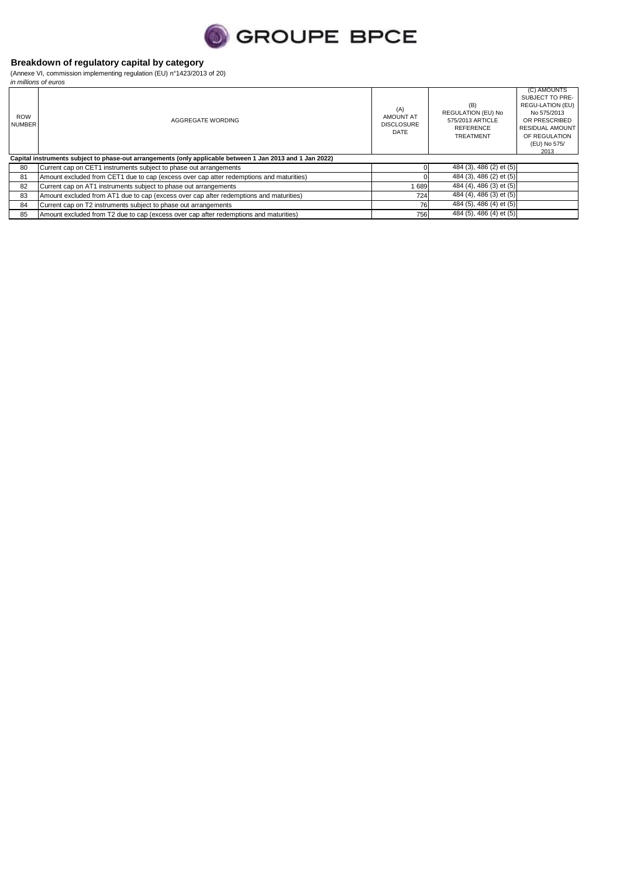GROUPE BPCE

## Breakdown of regulatory capital by category

(Annexe VI, commission implementing regulation (EU) n°1423/2013 of 20)

*in millions of euros*

| ROW NUMBER | AGGREGATE WORDING | (A) AMOUNT AT DISCLOSURE DATE | (B) REGULATION (EU) No 575/2013 ARTICLE REFERENCE TREATMENT | (C) AMOUNTS SUBJECT TO PRE-REGU-LATION (EU) No 575/2013 OR PRESCRIBED RESIDUAL AMOUNT OF REGULATION (EU) No 575/ 2013 |
|---|---|---|---|---|
| **Capital instruments subject to phase-out arrangements (only applicable between 1 Jan 2013 and 1 Jan 2022)** | | | | |
| 80 | Current cap on CET1 instruments subject to phase out arrangements | 0 | 484 (3), 486 (2) et (5) | |
| 81 | Amount excluded from CET1 due to cap (excess over cap atter redemptions and maturities) | 0 | 484 (3), 486 (2) et (5) | |
| 82 | Current cap on AT1 instruments subject to phase out arrangements | 1 689 | 484 (4), 486 (3) et (5) | |
| 83 | Amount excluded from AT1 due to cap (excess over cap after redemptions and maturities) | 724 | 484 (4), 486 (3) et (5) | |
| 84 | Current cap on T2 instruments subject to phase out arrangements | 76 | 484 (5), 486 (4) et (5) | |
| 85 | Amount excluded from T2 due to cap (excess over cap after redemptions and maturities) | 756 | 484 (5), 486 (4) et (5) | |